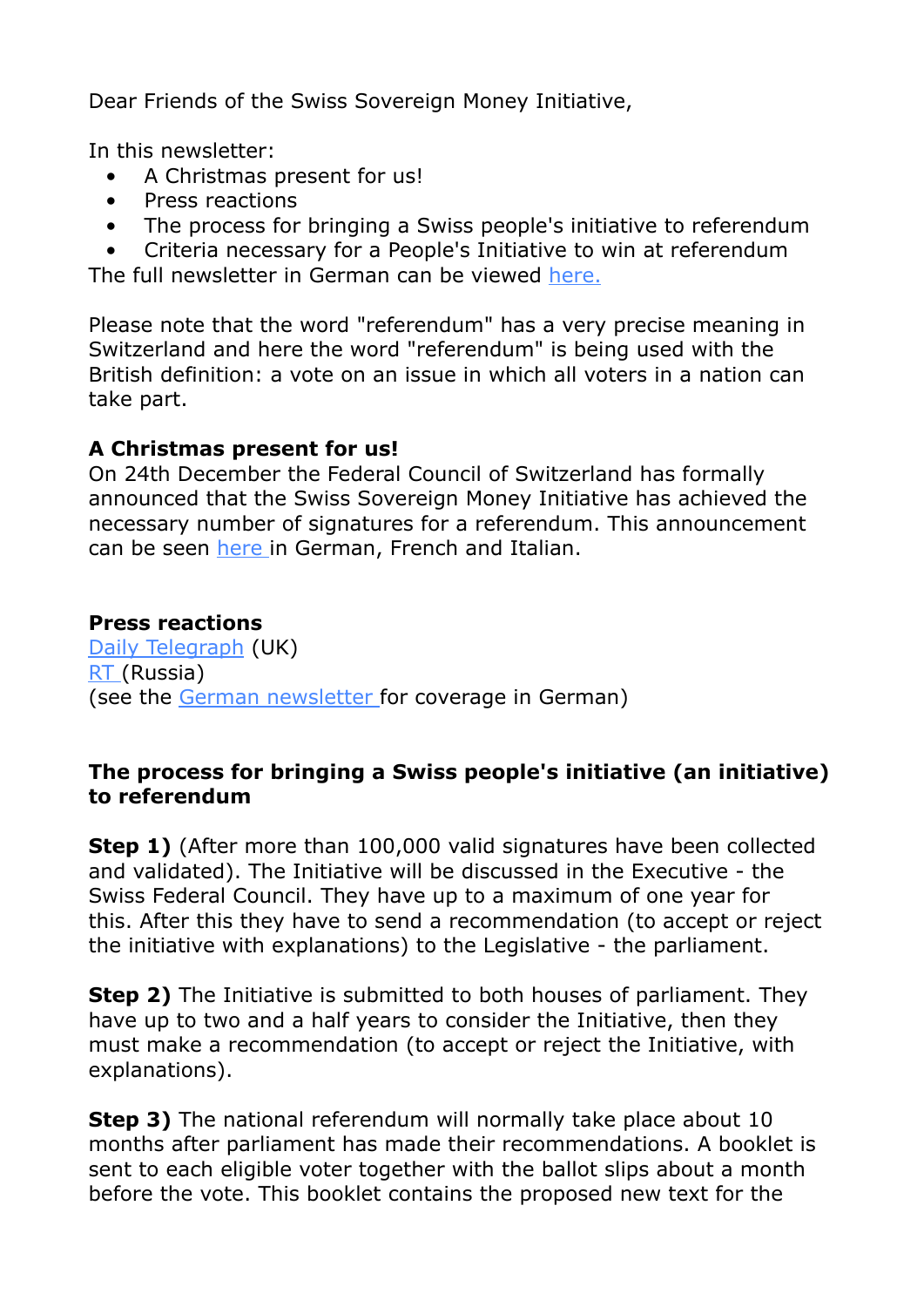Dear Friends of the Swiss Sovereign Money Initiative,

In this newsletter:

- A Christmas present for us!
- Press reactions
- The process for bringing a Swiss people's initiative to referendum
- Criteria necessary for a People's Initiative to win at referendum

The full newsletter in German can be viewed here.

Please note that the word "referendum" has a very precise meaning in Switzerland and here the word "referendum" is being used with the British definition: a vote on an issue in which all voters in a nation can take part.

**A Christmas present for us!**
On 24th December the Federal Council of Switzerland has formally announced that the Swiss Sovereign Money Initiative has achieved the necessary number of signatures for a referendum. This announcement can be seen here in German, French and Italian.

**Press reactions**
Daily Telegraph (UK)
RT (Russia)
(see the German newsletter for coverage in German)

**The process for bringing a Swiss people's initiative (an initiative) to referendum**

**Step 1)** (After more than 100,000 valid signatures have been collected and validated). The Initiative will be discussed in the Executive - the Swiss Federal Council. They have up to a maximum of one year for this. After this they have to send a recommendation (to accept or reject the initiative with explanations) to the Legislative - the parliament.

**Step 2)** The Initiative is submitted to both houses of parliament. They have up to two and a half years to consider the Initiative, then they must make a recommendation (to accept or reject the Initiative, with explanations).

**Step 3)** The national referendum will normally take place about 10 months after parliament has made their recommendations. A booklet is sent to each eligible voter together with the ballot slips about a month before the vote. This booklet contains the proposed new text for the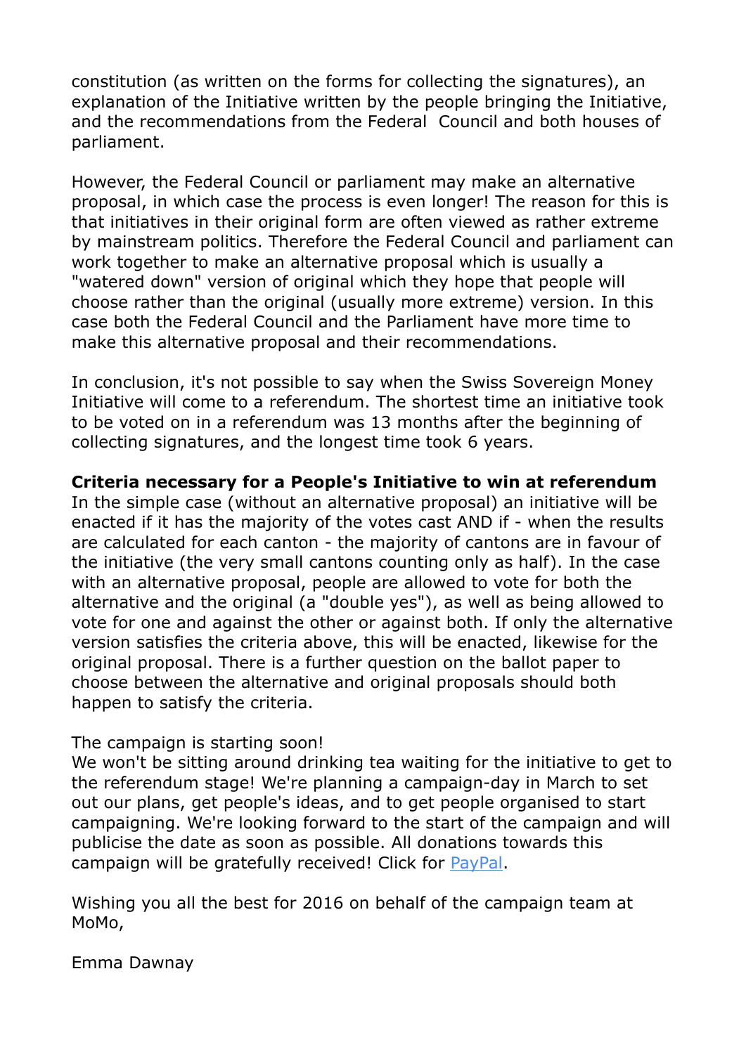constitution (as written on the forms for collecting the signatures), an explanation of the Initiative written by the people bringing the Initiative, and the recommendations from the Federal Council and both houses of parliament.

However, the Federal Council or parliament may make an alternative proposal, in which case the process is even longer! The reason for this is that initiatives in their original form are often viewed as rather extreme by mainstream politics. Therefore the Federal Council and parliament can work together to make an alternative proposal which is usually a "watered down" version of original which they hope that people will choose rather than the original (usually more extreme) version. In this case both the Federal Council and the Parliament have more time to make this alternative proposal and their recommendations.

In conclusion, it's not possible to say when the Swiss Sovereign Money Initiative will come to a referendum. The shortest time an initiative took to be voted on in a referendum was 13 months after the beginning of collecting signatures, and the longest time took 6 years.

**Criteria necessary for a People's Initiative to win at referendum**
In the simple case (without an alternative proposal) an initiative will be enacted if it has the majority of the votes cast AND if - when the results are calculated for each canton - the majority of cantons are in favour of the initiative (the very small cantons counting only as half). In the case with an alternative proposal, people are allowed to vote for both the alternative and the original (a "double yes"), as well as being allowed to vote for one and against the other or against both. If only the alternative version satisfies the criteria above, this will be enacted, likewise for the original proposal. There is a further question on the ballot paper to choose between the alternative and original proposals should both happen to satisfy the criteria.

The campaign is starting soon!
We won't be sitting around drinking tea waiting for the initiative to get to the referendum stage! We're planning a campaign-day in March to set out our plans, get people's ideas, and to get people organised to start campaigning. We're looking forward to the start of the campaign and will publicise the date as soon as possible. All donations towards this campaign will be gratefully received! Click for PayPal.

Wishing you all the best for 2016 on behalf of the campaign team at MoMo,

Emma Dawnay